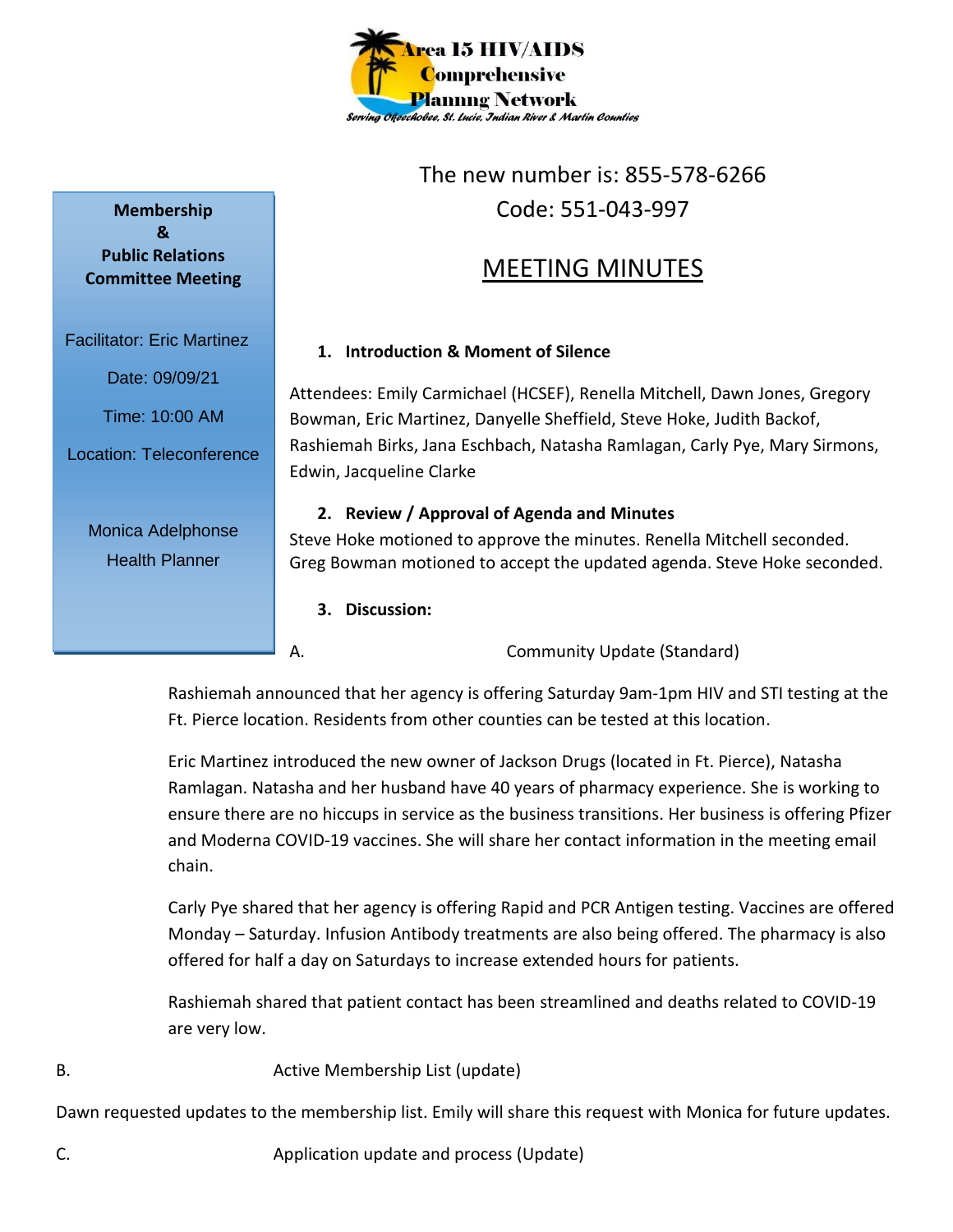**Area 15 HIV/AIDS Comprehensive Planning Network**

*Serving Okeechobee, St. Lucie, Indian River & Martin Counties*

The new number is: 855-578-6266
Code: 551-043-997

**Membership & Public Relations Committee Meeting**

Facilitator: Eric Martinez

Date: 09/09/21

Time: 10:00 AM

Location: Teleconference

Monica Adelphonse
Health Planner

# MEETING MINUTES

### 1. Introduction & Moment of Silence

Attendees: Emily Carmichael (HCSEF), Renella Mitchell, Dawn Jones, Gregory Bowman, Eric Martinez, Danyelle Sheffield, Steve Hoke, Judith Backof, Rashiemah Birks, Jana Eschbach, Natasha Ramlagan, Carly Pye, Mary Sirmons, Edwin, Jacqueline Clarke

### 2. Review / Approval of Agenda and Minutes

Steve Hoke motioned to approve the minutes. Renella Mitchell seconded.
Greg Bowman motioned to accept the updated agenda. Steve Hoke seconded.

### 3. Discussion:

A. Community Update (Standard)

Rashiemah announced that her agency is offering Saturday 9am-1pm HIV and STI testing at the Ft. Pierce location. Residents from other counties can be tested at this location.

Eric Martinez introduced the new owner of Jackson Drugs (located in Ft. Pierce), Natasha Ramlagan. Natasha and her husband have 40 years of pharmacy experience. She is working to ensure there are no hiccups in service as the business transitions. Her business is offering Pfizer and Moderna COVID-19 vaccines. She will share her contact information in the meeting email chain.

Carly Pye shared that her agency is offering Rapid and PCR Antigen testing. Vaccines are offered Monday – Saturday. Infusion Antibody treatments are also being offered. The pharmacy is also offered for half a day on Saturdays to increase extended hours for patients.

Rashiemah shared that patient contact has been streamlined and deaths related to COVID-19 are very low.

B. Active Membership List (update)

Dawn requested updates to the membership list. Emily will share this request with Monica for future updates.

C. Application update and process (Update)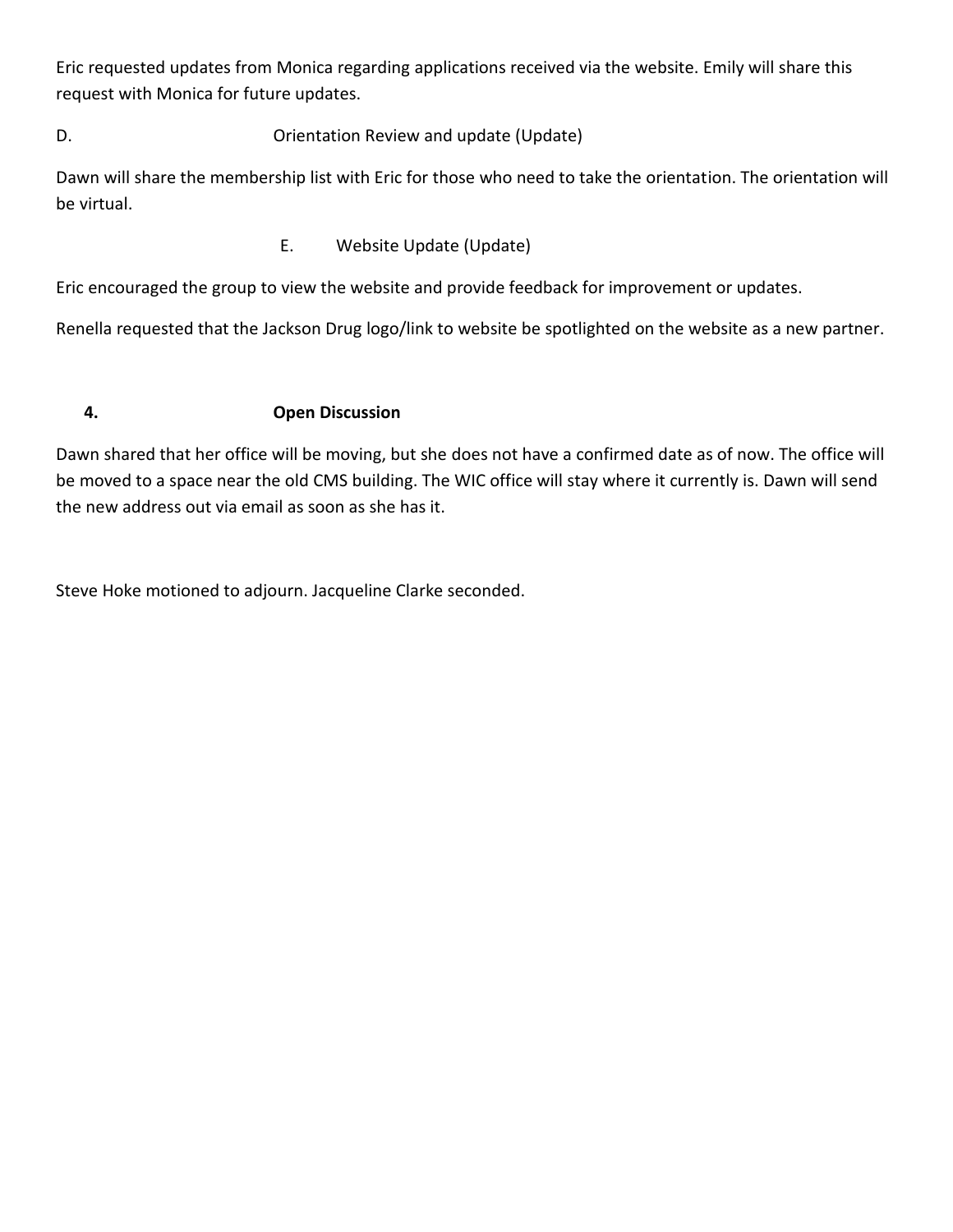Eric requested updates from Monica regarding applications received via the website. Emily will share this request with Monica for future updates.

D. Orientation Review and update (Update)

Dawn will share the membership list with Eric for those who need to take the orientation. The orientation will be virtual.

E. Website Update (Update)

Eric encouraged the group to view the website and provide feedback for improvement or updates.

Renella requested that the Jackson Drug logo/link to website be spotlighted on the website as a new partner.

**4. Open Discussion**

Dawn shared that her office will be moving, but she does not have a confirmed date as of now. The office will be moved to a space near the old CMS building. The WIC office will stay where it currently is. Dawn will send the new address out via email as soon as she has it.

Steve Hoke motioned to adjourn. Jacqueline Clarke seconded.